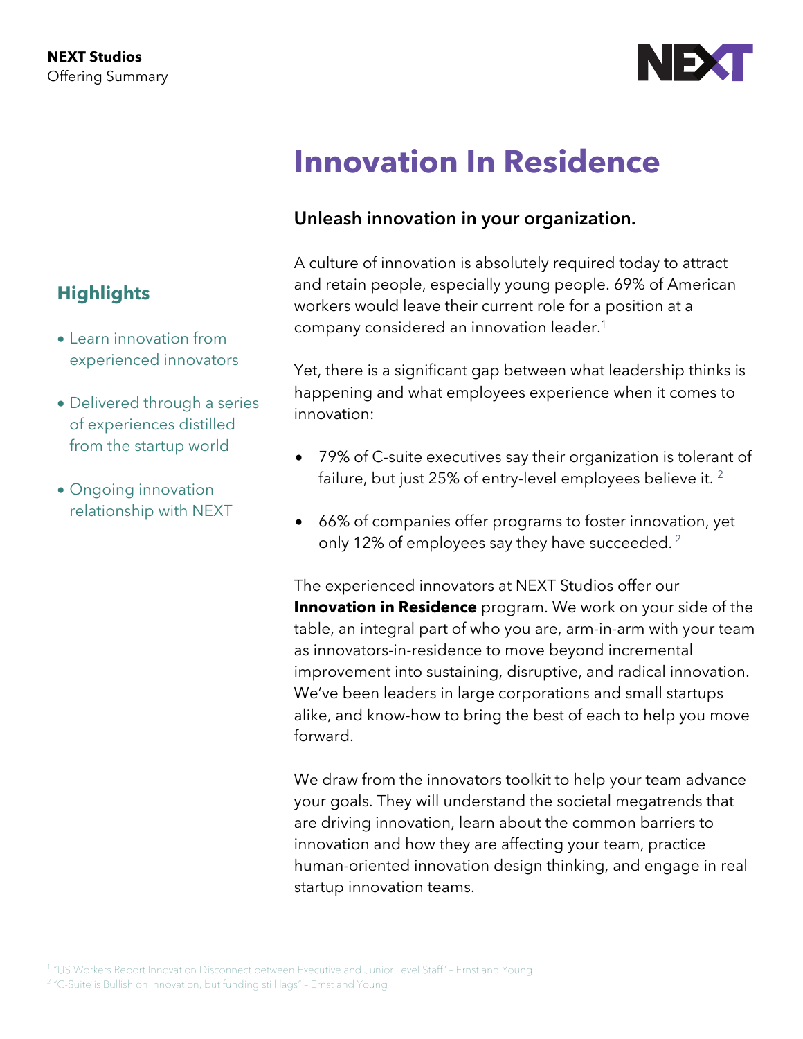**NEXT Studios**
Offering Summary

# Innovation In Residence

### Unleash innovation in your organization.

## Highlights

- Learn innovation from experienced innovators
- Delivered through a series of experiences distilled from the startup world
- Ongoing innovation relationship with NEXT

A culture of innovation is absolutely required today to attract and retain people, especially young people. 69% of American workers would leave their current role for a position at a company considered an innovation leader.[1]

Yet, there is a significant gap between what leadership thinks is happening and what employees experience when it comes to innovation:

- 79% of C-suite executives say their organization is tolerant of failure, but just 25% of entry-level employees believe it. [2]
- 66% of companies offer programs to foster innovation, yet only 12% of employees say they have succeeded. [2]

The experienced innovators at NEXT Studios offer our **Innovation in Residence** program. We work on your side of the table, an integral part of who you are, arm-in-arm with your team as innovators-in-residence to move beyond incremental improvement into sustaining, disruptive, and radical innovation. We've been leaders in large corporations and small startups alike, and know-how to bring the best of each to help you move forward.

We draw from the innovators toolkit to help your team advance your goals. They will understand the societal megatrends that are driving innovation, learn about the common barriers to innovation and how they are affecting your team, practice human-oriented innovation design thinking, and engage in real startup innovation teams.

[1] "US Workers Report Innovation Disconnect between Executive and Junior Level Staff" – Ernst and Young
[2] "C-Suite is Bullish on Innovation, but funding still lags" – Ernst and Young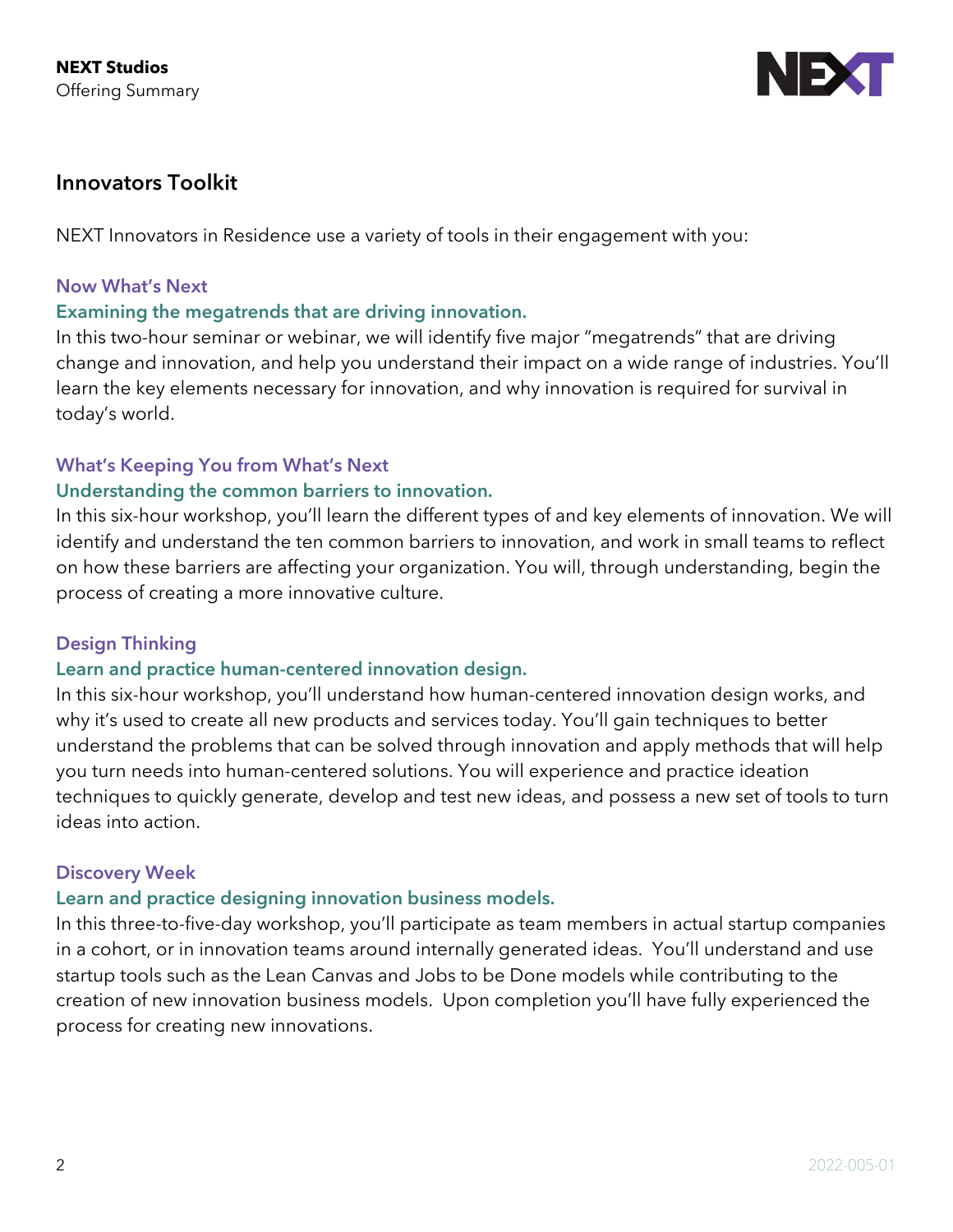## Innovators Toolkit

NEXT Innovators in Residence use a variety of tools in their engagement with you:

### Now What's Next

**Examining the megatrends that are driving innovation.**

In this two-hour seminar or webinar, we will identify five major "megatrends" that are driving change and innovation, and help you understand their impact on a wide range of industries. You'll learn the key elements necessary for innovation, and why innovation is required for survival in today's world.

### What's Keeping You from What's Next

**Understanding the common barriers to innovation.**

In this six-hour workshop, you'll learn the different types of and key elements of innovation. We will identify and understand the ten common barriers to innovation, and work in small teams to reflect on how these barriers are affecting your organization. You will, through understanding, begin the process of creating a more innovative culture.

### Design Thinking

**Learn and practice human-centered innovation design.**

In this six-hour workshop, you'll understand how human-centered innovation design works, and why it's used to create all new products and services today. You'll gain techniques to better understand the problems that can be solved through innovation and apply methods that will help you turn needs into human-centered solutions. You will experience and practice ideation techniques to quickly generate, develop and test new ideas, and possess a new set of tools to turn ideas into action.

### Discovery Week

**Learn and practice designing innovation business models.**

In this three-to-five-day workshop, you'll participate as team members in actual startup companies in a cohort, or in innovation teams around internally generated ideas. You'll understand and use startup tools such as the Lean Canvas and Jobs to be Done models while contributing to the creation of new innovation business models. Upon completion you'll have fully experienced the process for creating new innovations.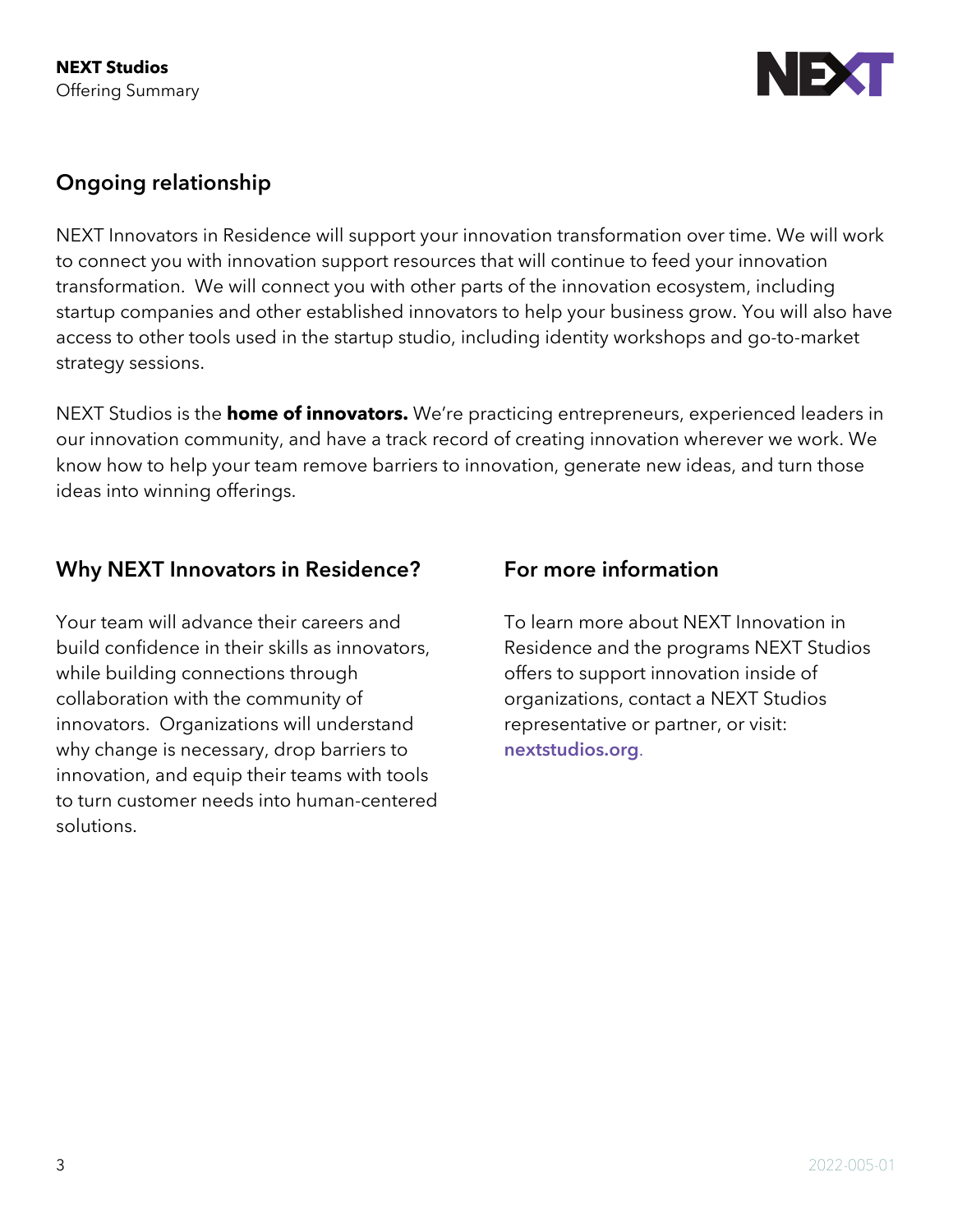## Ongoing relationship

NEXT Innovators in Residence will support your innovation transformation over time. We will work to connect you with innovation support resources that will continue to feed your innovation transformation. We will connect you with other parts of the innovation ecosystem, including startup companies and other established innovators to help your business grow. You will also have access to other tools used in the startup studio, including identity workshops and go-to-market strategy sessions.

NEXT Studios is the **home of innovators.** We're practicing entrepreneurs, experienced leaders in our innovation community, and have a track record of creating innovation wherever we work. We know how to help your team remove barriers to innovation, generate new ideas, and turn those ideas into winning offerings.

## Why NEXT Innovators in Residence?

Your team will advance their careers and build confidence in their skills as innovators, while building connections through collaboration with the community of innovators. Organizations will understand why change is necessary, drop barriers to innovation, and equip their teams with tools to turn customer needs into human-centered solutions.

## For more information

To learn more about NEXT Innovation in Residence and the programs NEXT Studios offers to support innovation inside of organizations, contact a NEXT Studios representative or partner, or visit: **nextstudios.org**.